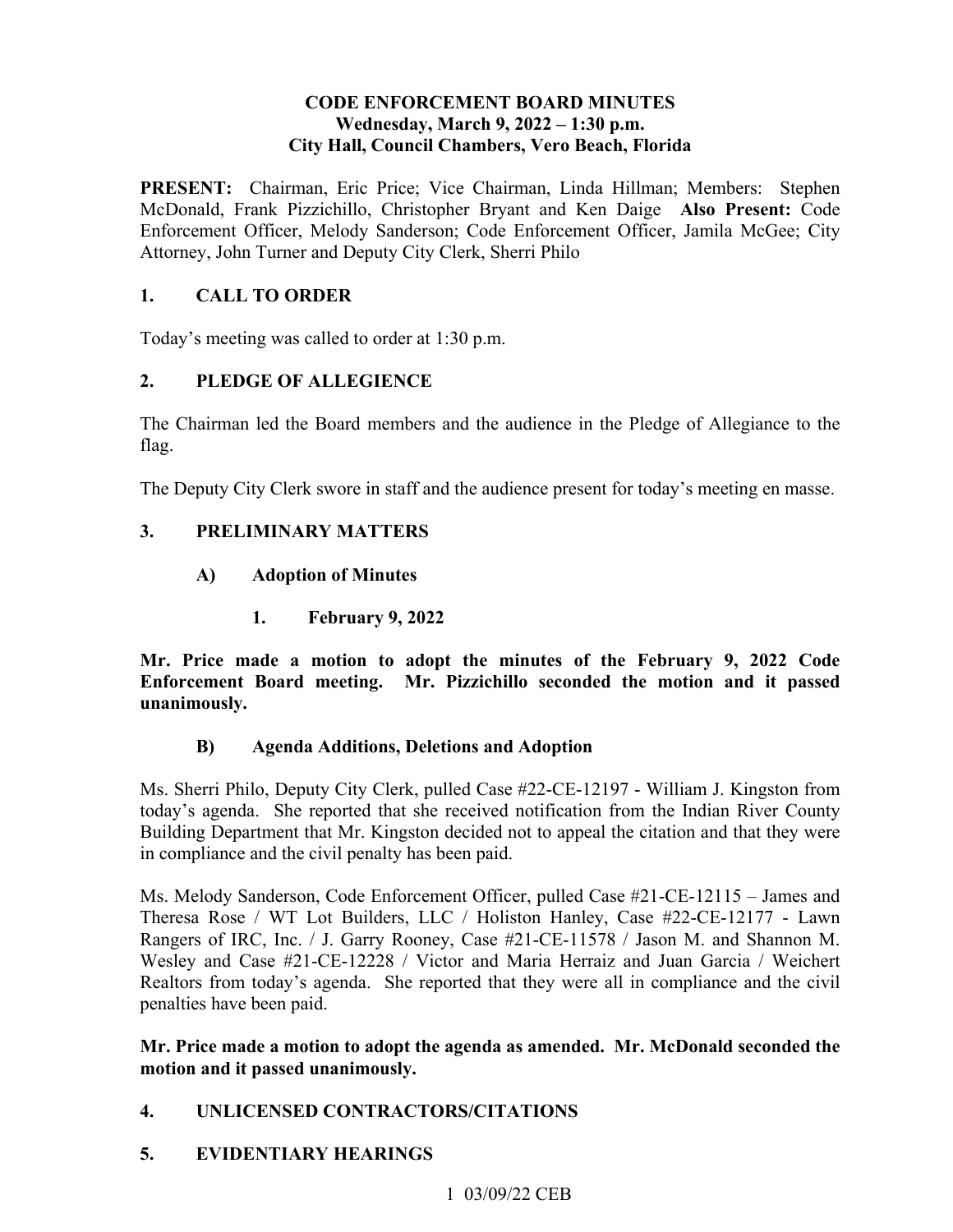**CODE ENFORCEMENT BOARD MINUTES**
**Wednesday, March 9, 2022 – 1:30 p.m.**
**City Hall, Council Chambers, Vero Beach, Florida**

**PRESENT:** Chairman, Eric Price; Vice Chairman, Linda Hillman; Members: Stephen McDonald, Frank Pizzichillo, Christopher Bryant and Ken Daige **Also Present:** Code Enforcement Officer, Melody Sanderson; Code Enforcement Officer, Jamila McGee; City Attorney, John Turner and Deputy City Clerk, Sherri Philo

## 1. CALL TO ORDER

Today's meeting was called to order at 1:30 p.m.

## 2. PLEDGE OF ALLEGIENCE

The Chairman led the Board members and the audience in the Pledge of Allegiance to the flag.

The Deputy City Clerk swore in staff and the audience present for today's meeting en masse.

## 3. PRELIMINARY MATTERS

### A) Adoption of Minutes

#### 1. February 9, 2022

**Mr. Price made a motion to adopt the minutes of the February 9, 2022 Code Enforcement Board meeting. Mr. Pizzichillo seconded the motion and it passed unanimously.**

### B) Agenda Additions, Deletions and Adoption

Ms. Sherri Philo, Deputy City Clerk, pulled Case #22-CE-12197 - William J. Kingston from today's agenda. She reported that she received notification from the Indian River County Building Department that Mr. Kingston decided not to appeal the citation and that they were in compliance and the civil penalty has been paid.

Ms. Melody Sanderson, Code Enforcement Officer, pulled Case #21-CE-12115 – James and Theresa Rose / WT Lot Builders, LLC / Holiston Hanley, Case #22-CE-12177 - Lawn Rangers of IRC, Inc. / J. Garry Rooney, Case #21-CE-11578 / Jason M. and Shannon M. Wesley and Case #21-CE-12228 / Victor and Maria Herraiz and Juan Garcia / Weichert Realtors from today's agenda. She reported that they were all in compliance and the civil penalties have been paid.

**Mr. Price made a motion to adopt the agenda as amended. Mr. McDonald seconded the motion and it passed unanimously.**

## 4. UNLICENSED CONTRACTORS/CITATIONS

## 5. EVIDENTIARY HEARINGS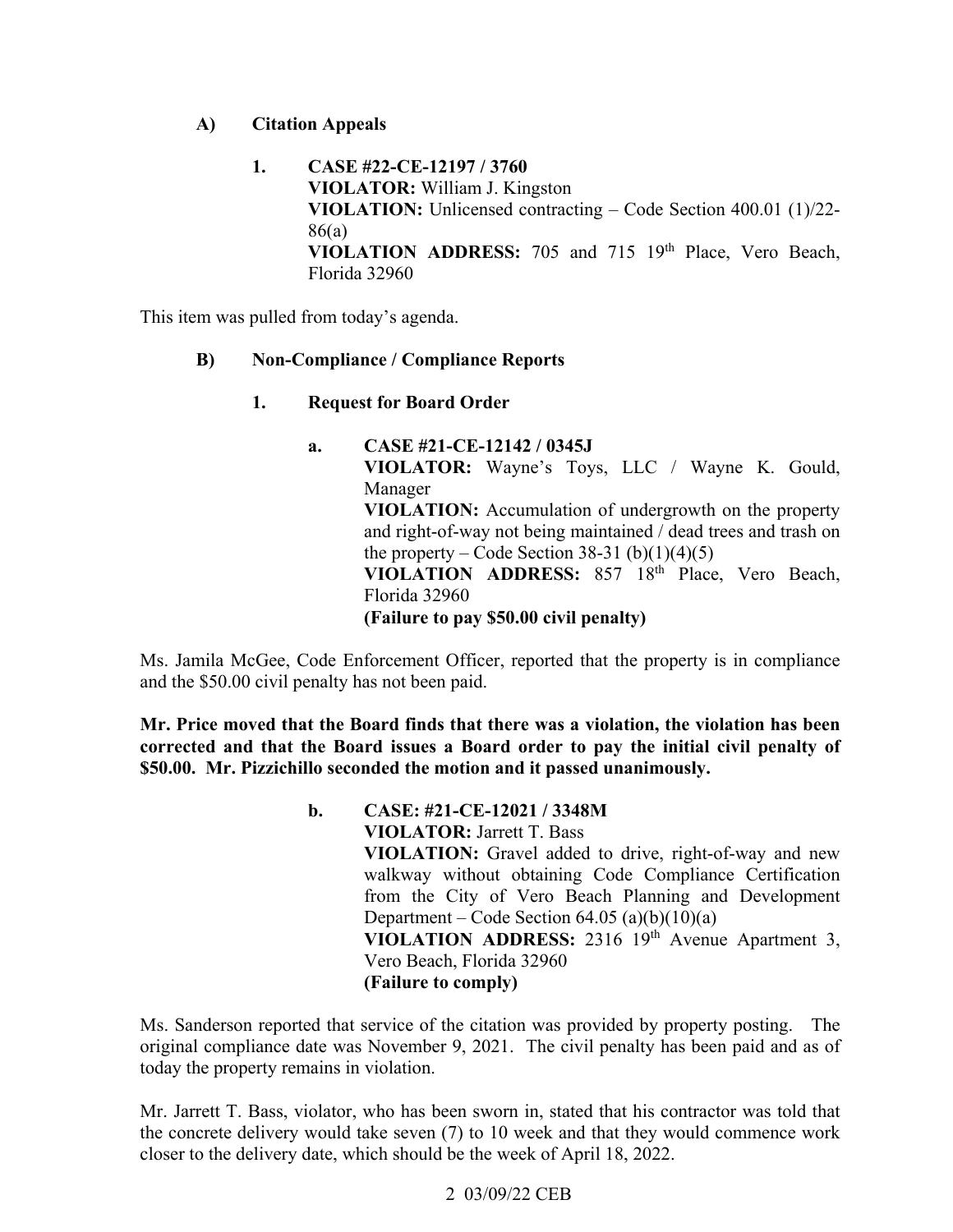**A) Citation Appeals**

**1. CASE #22-CE-12197 / 3760**
**VIOLATOR:** William J. Kingston
**VIOLATION:** Unlicensed contracting – Code Section 400.01 (1)/22-86(a)
**VIOLATION ADDRESS:** 705 and 715 19th Place, Vero Beach, Florida 32960

This item was pulled from today's agenda.

**B) Non-Compliance / Compliance Reports**

**1. Request for Board Order**

**a. CASE #21-CE-12142 / 0345J**
**VIOLATOR:** Wayne's Toys, LLC / Wayne K. Gould, Manager
**VIOLATION:** Accumulation of undergrowth on the property and right-of-way not being maintained / dead trees and trash on the property – Code Section 38-31 (b)(1)(4)(5)
**VIOLATION ADDRESS:** 857 18th Place, Vero Beach, Florida 32960
**(Failure to pay $50.00 civil penalty)**

Ms. Jamila McGee, Code Enforcement Officer, reported that the property is in compliance and the $50.00 civil penalty has not been paid.

**Mr. Price moved that the Board finds that there was a violation, the violation has been corrected and that the Board issues a Board order to pay the initial civil penalty of $50.00. Mr. Pizzichillo seconded the motion and it passed unanimously.**

**b. CASE: #21-CE-12021 / 3348M**
**VIOLATOR:** Jarrett T. Bass
**VIOLATION:** Gravel added to drive, right-of-way and new walkway without obtaining Code Compliance Certification from the City of Vero Beach Planning and Development Department – Code Section 64.05 (a)(b)(10)(a)
**VIOLATION ADDRESS:** 2316 19th Avenue Apartment 3, Vero Beach, Florida 32960
**(Failure to comply)**

Ms. Sanderson reported that service of the citation was provided by property posting. The original compliance date was November 9, 2021. The civil penalty has been paid and as of today the property remains in violation.

Mr. Jarrett T. Bass, violator, who has been sworn in, stated that his contractor was told that the concrete delivery would take seven (7) to 10 week and that they would commence work closer to the delivery date, which should be the week of April 18, 2022.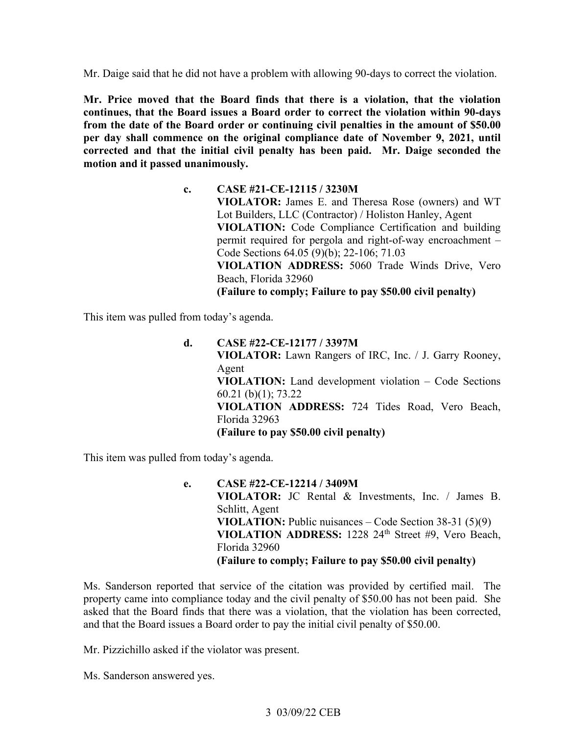Mr. Daige said that he did not have a problem with allowing 90-days to correct the violation.

**Mr. Price moved that the Board finds that there is a violation, that the violation continues, that the Board issues a Board order to correct the violation within 90-days from the date of the Board order or continuing civil penalties in the amount of $50.00 per day shall commence on the original compliance date of November 9, 2021, until corrected and that the initial civil penalty has been paid. Mr. Daige seconded the motion and it passed unanimously.**

**c. CASE #21-CE-12115 / 3230M**
**VIOLATOR:** James E. and Theresa Rose (owners) and WT Lot Builders, LLC (Contractor) / Holiston Hanley, Agent
**VIOLATION:** Code Compliance Certification and building permit required for pergola and right-of-way encroachment – Code Sections 64.05 (9)(b); 22-106; 71.03
**VIOLATION ADDRESS:** 5060 Trade Winds Drive, Vero Beach, Florida 32960
**(Failure to comply; Failure to pay $50.00 civil penalty)**

This item was pulled from today's agenda.

**d. CASE #22-CE-12177 / 3397M**
**VIOLATOR:** Lawn Rangers of IRC, Inc. / J. Garry Rooney, Agent
**VIOLATION:** Land development violation – Code Sections 60.21 (b)(1); 73.22
**VIOLATION ADDRESS:** 724 Tides Road, Vero Beach, Florida 32963
**(Failure to pay $50.00 civil penalty)**

This item was pulled from today's agenda.

**e. CASE #22-CE-12214 / 3409M**
**VIOLATOR:** JC Rental & Investments, Inc. / James B. Schlitt, Agent
**VIOLATION:** Public nuisances – Code Section 38-31 (5)(9)
**VIOLATION ADDRESS:** 1228 24th Street #9, Vero Beach, Florida 32960
**(Failure to comply; Failure to pay $50.00 civil penalty)**

Ms. Sanderson reported that service of the citation was provided by certified mail. The property came into compliance today and the civil penalty of $50.00 has not been paid. She asked that the Board finds that there was a violation, that the violation has been corrected, and that the Board issues a Board order to pay the initial civil penalty of $50.00.

Mr. Pizzichillo asked if the violator was present.

Ms. Sanderson answered yes.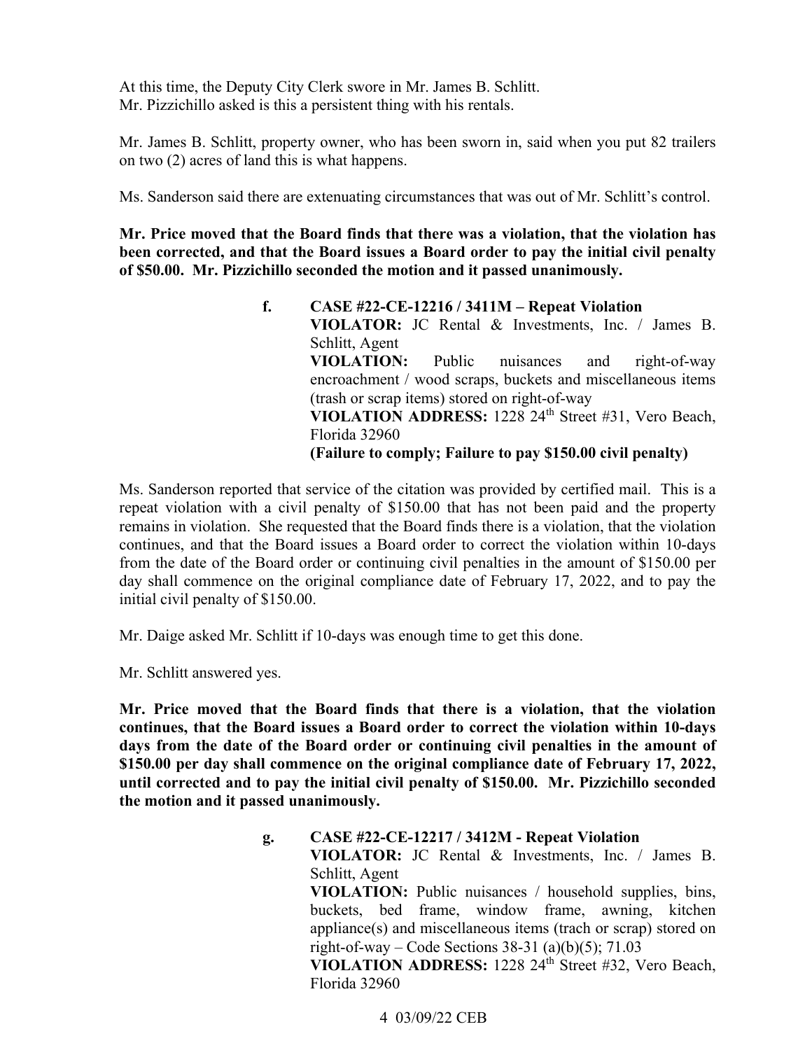At this time, the Deputy City Clerk swore in Mr. James B. Schlitt.
Mr. Pizzichillo asked is this a persistent thing with his rentals.

Mr. James B. Schlitt, property owner, who has been sworn in, said when you put 82 trailers on two (2) acres of land this is what happens.

Ms. Sanderson said there are extenuating circumstances that was out of Mr. Schlitt's control.

**Mr. Price moved that the Board finds that there was a violation, that the violation has been corrected, and that the Board issues a Board order to pay the initial civil penalty of $50.00. Mr. Pizzichillo seconded the motion and it passed unanimously.**

**f. CASE #22-CE-12216 / 3411M – Repeat Violation**
**VIOLATOR:** JC Rental & Investments, Inc. / James B. Schlitt, Agent
**VIOLATION:** Public nuisances and right-of-way encroachment / wood scraps, buckets and miscellaneous items (trash or scrap items) stored on right-of-way
**VIOLATION ADDRESS:** 1228 24th Street #31, Vero Beach, Florida 32960
**(Failure to comply; Failure to pay $150.00 civil penalty)**

Ms. Sanderson reported that service of the citation was provided by certified mail. This is a repeat violation with a civil penalty of $150.00 that has not been paid and the property remains in violation. She requested that the Board finds there is a violation, that the violation continues, and that the Board issues a Board order to correct the violation within 10-days from the date of the Board order or continuing civil penalties in the amount of $150.00 per day shall commence on the original compliance date of February 17, 2022, and to pay the initial civil penalty of $150.00.

Mr. Daige asked Mr. Schlitt if 10-days was enough time to get this done.

Mr. Schlitt answered yes.

**Mr. Price moved that the Board finds that there is a violation, that the violation continues, that the Board issues a Board order to correct the violation within 10-days days from the date of the Board order or continuing civil penalties in the amount of $150.00 per day shall commence on the original compliance date of February 17, 2022, until corrected and to pay the initial civil penalty of $150.00. Mr. Pizzichillo seconded the motion and it passed unanimously.**

**g. CASE #22-CE-12217 / 3412M - Repeat Violation**
**VIOLATOR:** JC Rental & Investments, Inc. / James B. Schlitt, Agent
**VIOLATION:** Public nuisances / household supplies, bins, buckets, bed frame, window frame, awning, kitchen appliance(s) and miscellaneous items (trach or scrap) stored on right-of-way – Code Sections 38-31 (a)(b)(5); 71.03
**VIOLATION ADDRESS:** 1228 24th Street #32, Vero Beach, Florida 32960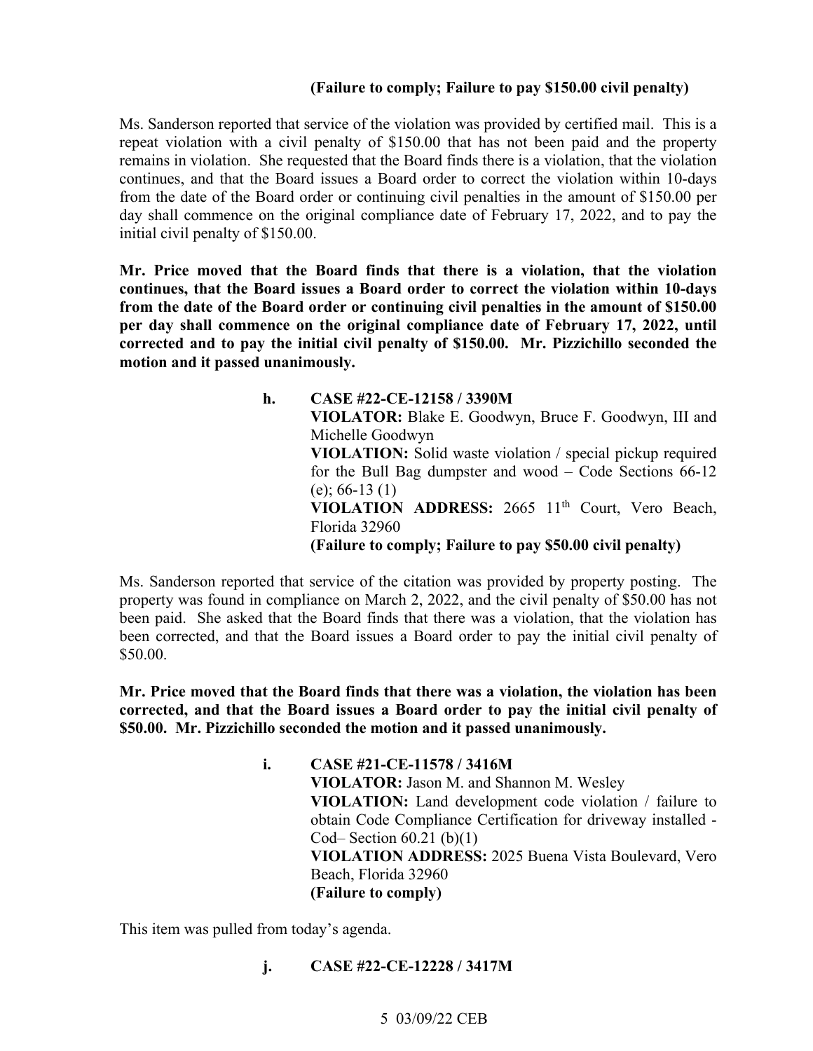**(Failure to comply; Failure to pay $150.00 civil penalty)**

Ms. Sanderson reported that service of the violation was provided by certified mail. This is a repeat violation with a civil penalty of $150.00 that has not been paid and the property remains in violation. She requested that the Board finds there is a violation, that the violation continues, and that the Board issues a Board order to correct the violation within 10-days from the date of the Board order or continuing civil penalties in the amount of $150.00 per day shall commence on the original compliance date of February 17, 2022, and to pay the initial civil penalty of $150.00.

**Mr. Price moved that the Board finds that there is a violation, that the violation continues, that the Board issues a Board order to correct the violation within 10-days from the date of the Board order or continuing civil penalties in the amount of $150.00 per day shall commence on the original compliance date of February 17, 2022, until corrected and to pay the initial civil penalty of $150.00. Mr. Pizzichillo seconded the motion and it passed unanimously.**

**h. CASE #22-CE-12158 / 3390M**
**VIOLATOR:** Blake E. Goodwyn, Bruce F. Goodwyn, III and Michelle Goodwyn
**VIOLATION:** Solid waste violation / special pickup required for the Bull Bag dumpster and wood – Code Sections 66-12 (e); 66-13 (1)
**VIOLATION ADDRESS:** 2665 11th Court, Vero Beach, Florida 32960
**(Failure to comply; Failure to pay $50.00 civil penalty)**

Ms. Sanderson reported that service of the citation was provided by property posting. The property was found in compliance on March 2, 2022, and the civil penalty of $50.00 has not been paid. She asked that the Board finds that there was a violation, that the violation has been corrected, and that the Board issues a Board order to pay the initial civil penalty of $50.00.

**Mr. Price moved that the Board finds that there was a violation, the violation has been corrected, and that the Board issues a Board order to pay the initial civil penalty of $50.00. Mr. Pizzichillo seconded the motion and it passed unanimously.**

**i. CASE #21-CE-11578 / 3416M**
**VIOLATOR:** Jason M. and Shannon M. Wesley
**VIOLATION:** Land development code violation / failure to obtain Code Compliance Certification for driveway installed - Cod– Section 60.21 (b)(1)
**VIOLATION ADDRESS:** 2025 Buena Vista Boulevard, Vero Beach, Florida 32960
**(Failure to comply)**

This item was pulled from today's agenda.

**j. CASE #22-CE-12228 / 3417M**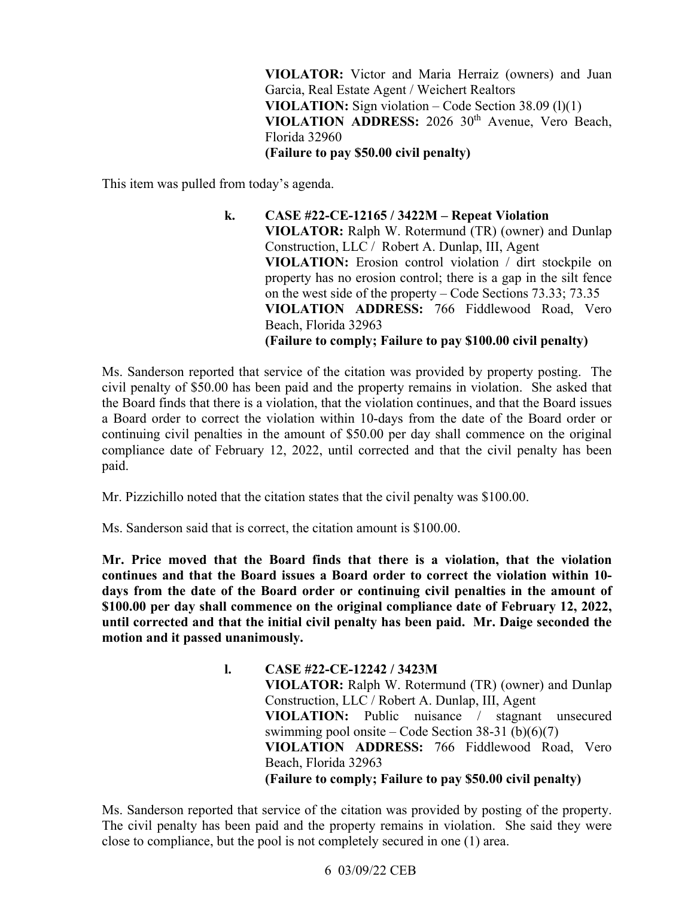**VIOLATOR:** Victor and Maria Herraiz (owners) and Juan Garcia, Real Estate Agent / Weichert Realtors
**VIOLATION:** Sign violation – Code Section 38.09 (l)(1)
**VIOLATION ADDRESS:** 2026 30th Avenue, Vero Beach, Florida 32960
**(Failure to pay $50.00 civil penalty)**

This item was pulled from today's agenda.

**k. CASE #22-CE-12165 / 3422M – Repeat Violation**
**VIOLATOR:** Ralph W. Rotermund (TR) (owner) and Dunlap Construction, LLC / Robert A. Dunlap, III, Agent
**VIOLATION:** Erosion control violation / dirt stockpile on property has no erosion control; there is a gap in the silt fence on the west side of the property – Code Sections 73.33; 73.35
**VIOLATION ADDRESS:** 766 Fiddlewood Road, Vero Beach, Florida 32963
**(Failure to comply; Failure to pay $100.00 civil penalty)**

Ms. Sanderson reported that service of the citation was provided by property posting. The civil penalty of $50.00 has been paid and the property remains in violation. She asked that the Board finds that there is a violation, that the violation continues, and that the Board issues a Board order to correct the violation within 10-days from the date of the Board order or continuing civil penalties in the amount of $50.00 per day shall commence on the original compliance date of February 12, 2022, until corrected and that the civil penalty has been paid.

Mr. Pizzichillo noted that the citation states that the civil penalty was $100.00.

Ms. Sanderson said that is correct, the citation amount is $100.00.

**Mr. Price moved that the Board finds that there is a violation, that the violation continues and that the Board issues a Board order to correct the violation within 10-days from the date of the Board order or continuing civil penalties in the amount of $100.00 per day shall commence on the original compliance date of February 12, 2022, until corrected and that the initial civil penalty has been paid. Mr. Daige seconded the motion and it passed unanimously.**

**l. CASE #22-CE-12242 / 3423M**
**VIOLATOR:** Ralph W. Rotermund (TR) (owner) and Dunlap Construction, LLC / Robert A. Dunlap, III, Agent
**VIOLATION:** Public nuisance / stagnant unsecured swimming pool onsite – Code Section 38-31 (b)(6)(7)
**VIOLATION ADDRESS:** 766 Fiddlewood Road, Vero Beach, Florida 32963
**(Failure to comply; Failure to pay $50.00 civil penalty)**

Ms. Sanderson reported that service of the citation was provided by posting of the property. The civil penalty has been paid and the property remains in violation. She said they were close to compliance, but the pool is not completely secured in one (1) area.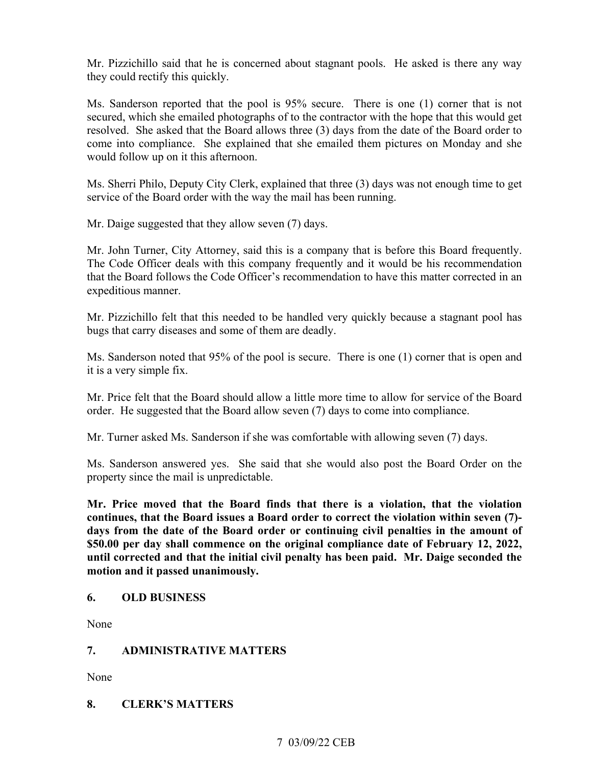Mr. Pizzichillo said that he is concerned about stagnant pools. He asked is there any way they could rectify this quickly.

Ms. Sanderson reported that the pool is 95% secure. There is one (1) corner that is not secured, which she emailed photographs of to the contractor with the hope that this would get resolved. She asked that the Board allows three (3) days from the date of the Board order to come into compliance. She explained that she emailed them pictures on Monday and she would follow up on it this afternoon.

Ms. Sherri Philo, Deputy City Clerk, explained that three (3) days was not enough time to get service of the Board order with the way the mail has been running.

Mr. Daige suggested that they allow seven (7) days.

Mr. John Turner, City Attorney, said this is a company that is before this Board frequently. The Code Officer deals with this company frequently and it would be his recommendation that the Board follows the Code Officer's recommendation to have this matter corrected in an expeditious manner.

Mr. Pizzichillo felt that this needed to be handled very quickly because a stagnant pool has bugs that carry diseases and some of them are deadly.

Ms. Sanderson noted that 95% of the pool is secure. There is one (1) corner that is open and it is a very simple fix.

Mr. Price felt that the Board should allow a little more time to allow for service of the Board order. He suggested that the Board allow seven (7) days to come into compliance.

Mr. Turner asked Ms. Sanderson if she was comfortable with allowing seven (7) days.

Ms. Sanderson answered yes. She said that she would also post the Board Order on the property since the mail is unpredictable.

**Mr. Price moved that the Board finds that there is a violation, that the violation continues, that the Board issues a Board order to correct the violation within seven (7)-days from the date of the Board order or continuing civil penalties in the amount of $50.00 per day shall commence on the original compliance date of February 12, 2022, until corrected and that the initial civil penalty has been paid. Mr. Daige seconded the motion and it passed unanimously.**

## 6. OLD BUSINESS

None

## 7. ADMINISTRATIVE MATTERS

None

## 8. CLERK'S MATTERS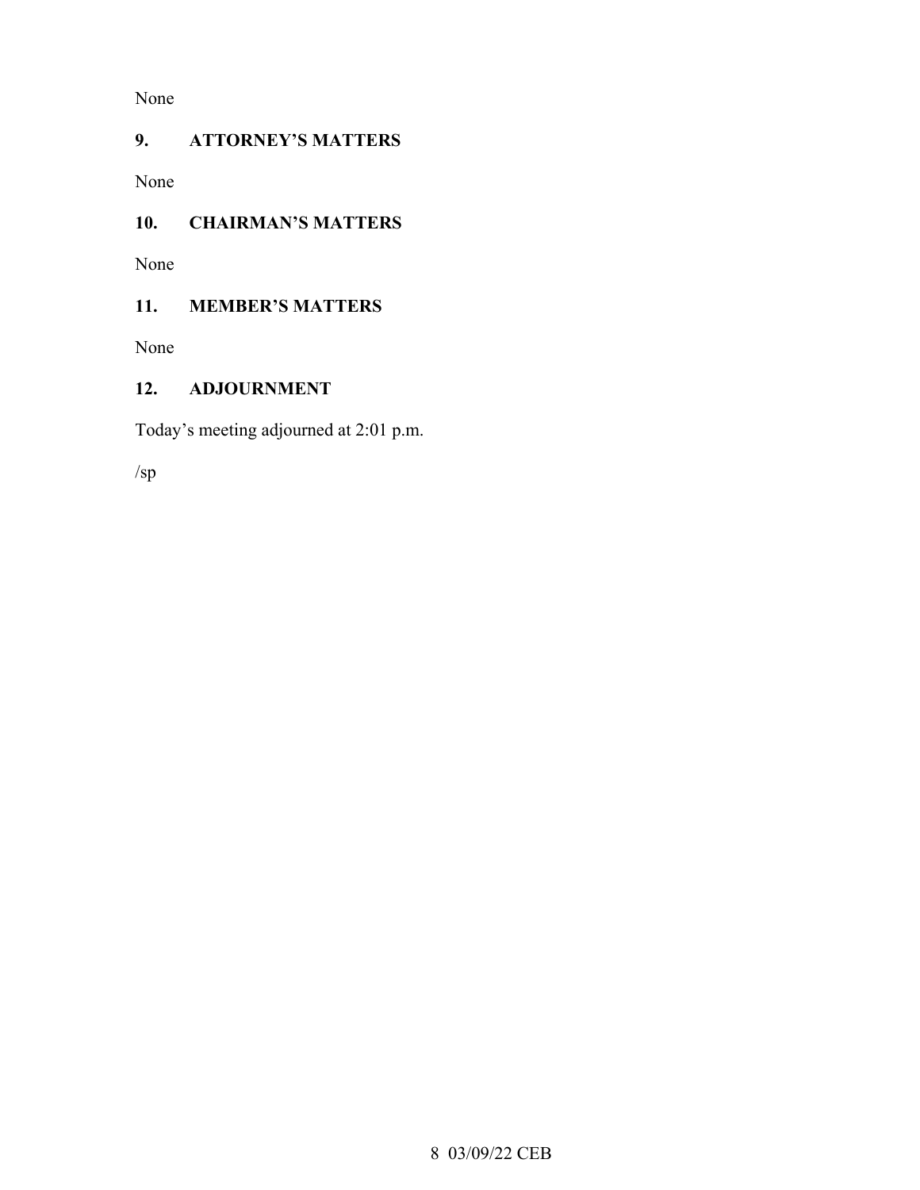None

## 9. ATTORNEY'S MATTERS

None

## 10. CHAIRMAN'S MATTERS

None

## 11. MEMBER'S MATTERS

None

## 12. ADJOURNMENT

Today's meeting adjourned at 2:01 p.m.

/sp